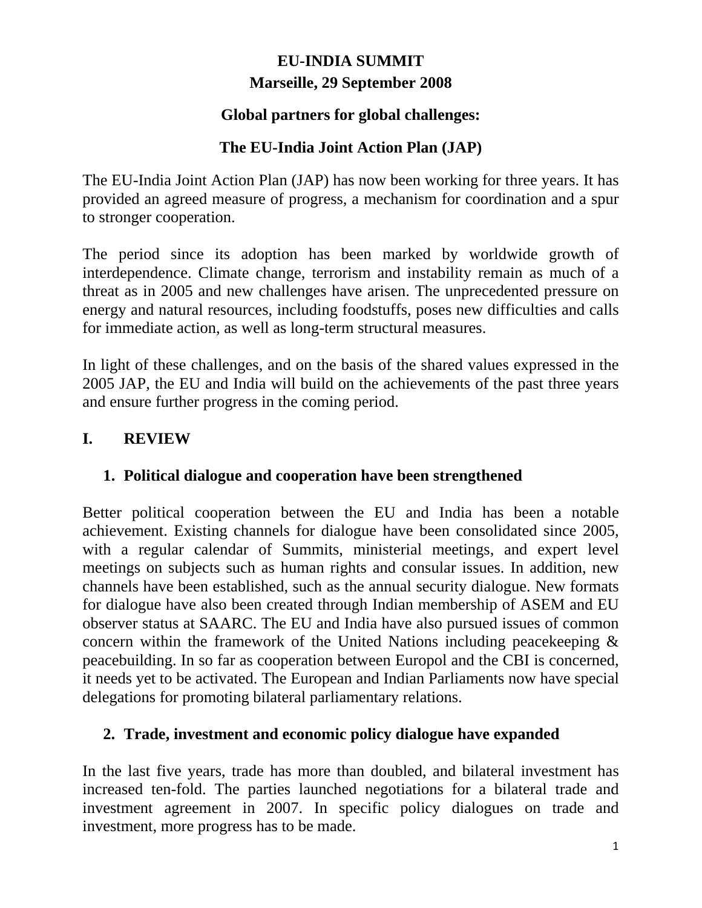# EU-INDIA SUMMIT

## Marseille, 29 September 2008

## Global partners for global challenges:

## The EU-India Joint Action Plan (JAP)

The EU-India Joint Action Plan (JAP) has now been working for three years. It has provided an agreed measure of progress, a mechanism for coordination and a spur to stronger cooperation.

The period since its adoption has been marked by worldwide growth of interdependence. Climate change, terrorism and instability remain as much of a threat as in 2005 and new challenges have arisen. The unprecedented pressure on energy and natural resources, including foodstuffs, poses new difficulties and calls for immediate action, as well as long-term structural measures.

In light of these challenges, and on the basis of the shared values expressed in the 2005 JAP, the EU and India will build on the achievements of the past three years and ensure further progress in the coming period.

## I. REVIEW

### 1. Political dialogue and cooperation have been strengthened

Better political cooperation between the EU and India has been a notable achievement. Existing channels for dialogue have been consolidated since 2005, with a regular calendar of Summits, ministerial meetings, and expert level meetings on subjects such as human rights and consular issues. In addition, new channels have been established, such as the annual security dialogue. New formats for dialogue have also been created through Indian membership of ASEM and EU observer status at SAARC. The EU and India have also pursued issues of common concern within the framework of the United Nations including peacekeeping & peacebuilding. In so far as cooperation between Europol and the CBI is concerned, it needs yet to be activated. The European and Indian Parliaments now have special delegations for promoting bilateral parliamentary relations.

### 2. Trade, investment and economic policy dialogue have expanded

In the last five years, trade has more than doubled, and bilateral investment has increased ten-fold. The parties launched negotiations for a bilateral trade and investment agreement in 2007. In specific policy dialogues on trade and investment, more progress has to be made.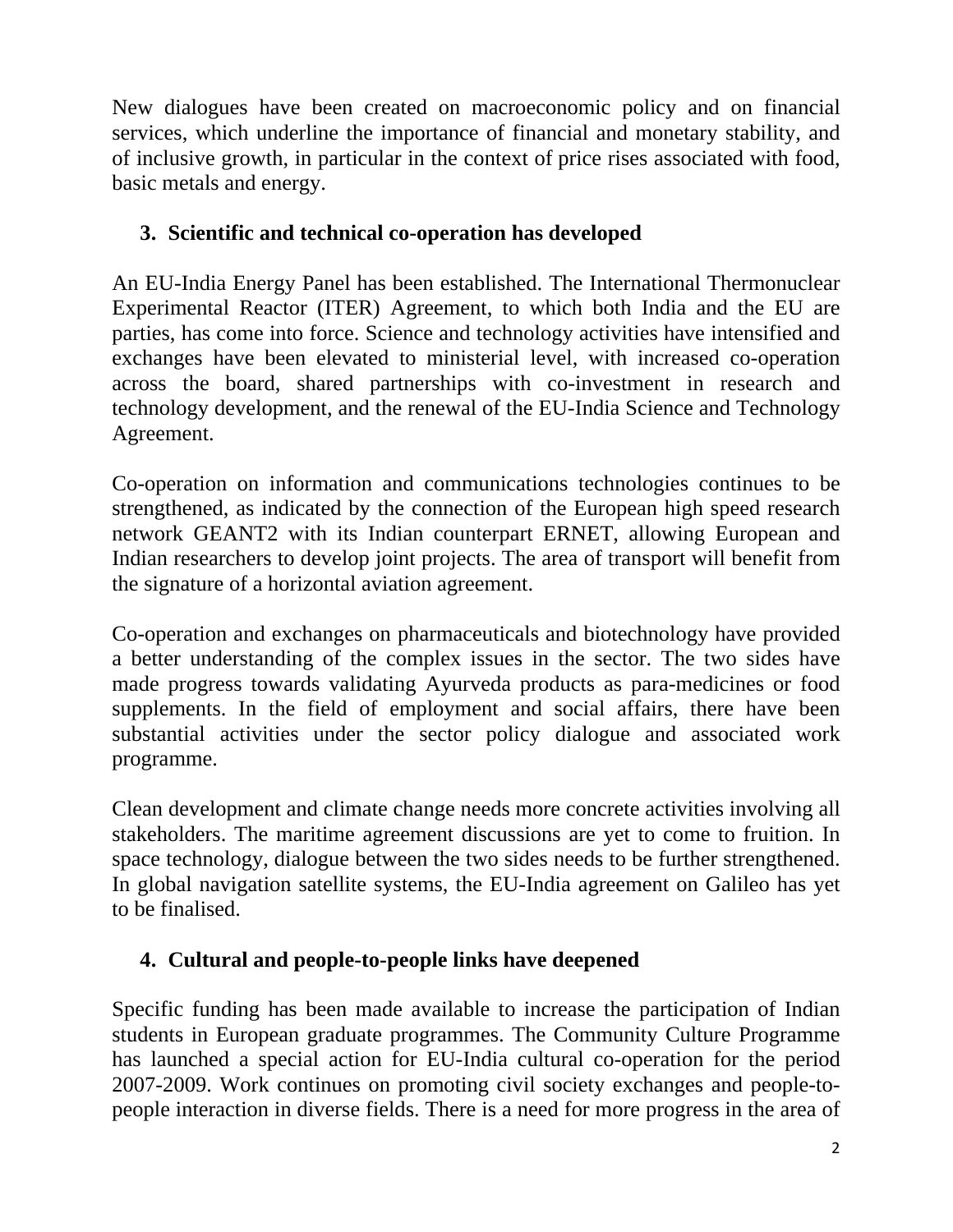New dialogues have been created on macroeconomic policy and on financial services, which underline the importance of financial and monetary stability, and of inclusive growth, in particular in the context of price rises associated with food, basic metals and energy.

### 3. Scientific and technical co-operation has developed

An EU-India Energy Panel has been established. The International Thermonuclear Experimental Reactor (ITER) Agreement, to which both India and the EU are parties, has come into force. Science and technology activities have intensified and exchanges have been elevated to ministerial level, with increased co-operation across the board, shared partnerships with co-investment in research and technology development, and the renewal of the EU-India Science and Technology Agreement.

Co-operation on information and communications technologies continues to be strengthened, as indicated by the connection of the European high speed research network GEANT2 with its Indian counterpart ERNET, allowing European and Indian researchers to develop joint projects. The area of transport will benefit from the signature of a horizontal aviation agreement.

Co-operation and exchanges on pharmaceuticals and biotechnology have provided a better understanding of the complex issues in the sector. The two sides have made progress towards validating Ayurveda products as para-medicines or food supplements. In the field of employment and social affairs, there have been substantial activities under the sector policy dialogue and associated work programme.

Clean development and climate change needs more concrete activities involving all stakeholders. The maritime agreement discussions are yet to come to fruition. In space technology, dialogue between the two sides needs to be further strengthened. In global navigation satellite systems, the EU-India agreement on Galileo has yet to be finalised.

### 4. Cultural and people-to-people links have deepened

Specific funding has been made available to increase the participation of Indian students in European graduate programmes. The Community Culture Programme has launched a special action for EU-India cultural co-operation for the period 2007-2009. Work continues on promoting civil society exchanges and people-to-people interaction in diverse fields. There is a need for more progress in the area of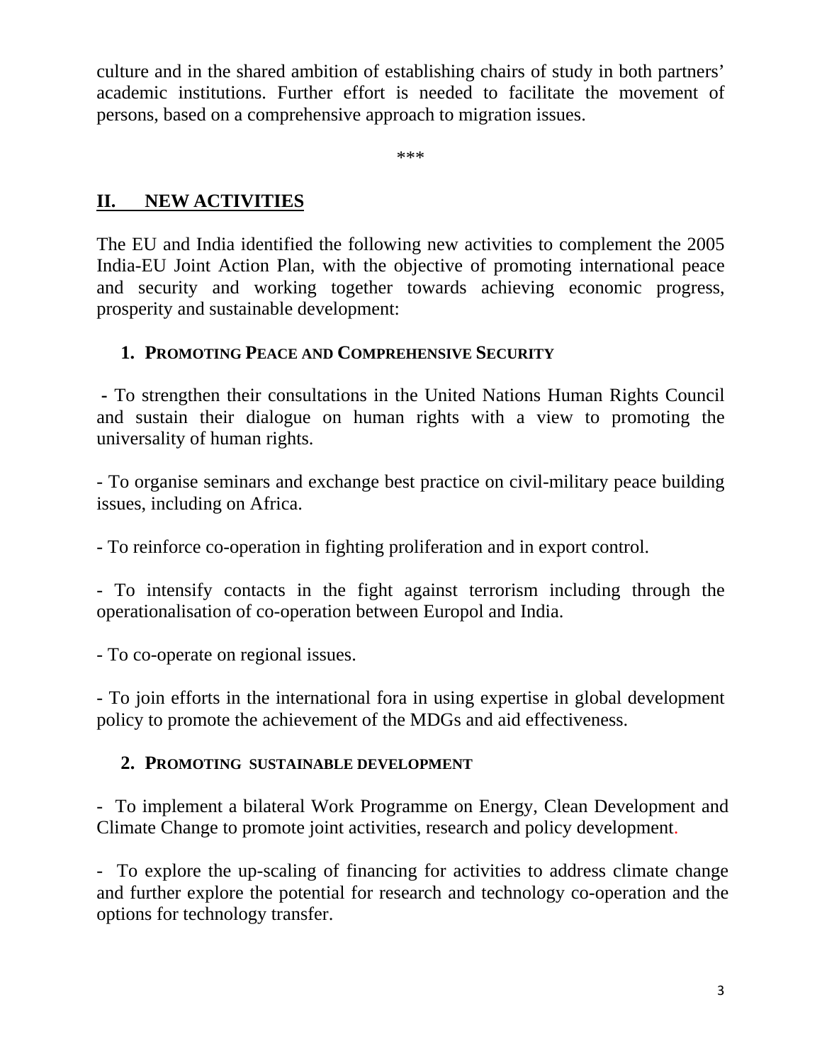culture and in the shared ambition of establishing chairs of study in both partners' academic institutions. Further effort is needed to facilitate the movement of persons, based on a comprehensive approach to migration issues.

***

## II. NEW ACTIVITIES

The EU and India identified the following new activities to complement the 2005 India-EU Joint Action Plan, with the objective of promoting international peace and security and working together towards achieving economic progress, prosperity and sustainable development:

### 1. PROMOTING PEACE AND COMPREHENSIVE SECURITY

- To strengthen their consultations in the United Nations Human Rights Council and sustain their dialogue on human rights with a view to promoting the universality of human rights.

- To organise seminars and exchange best practice on civil-military peace building issues, including on Africa.

- To reinforce co-operation in fighting proliferation and in export control.

- To intensify contacts in the fight against terrorism including through the operationalisation of co-operation between Europol and India.

- To co-operate on regional issues.

- To join efforts in the international fora in using expertise in global development policy to promote the achievement of the MDGs and aid effectiveness.

### 2. PROMOTING SUSTAINABLE DEVELOPMENT

- To implement a bilateral Work Programme on Energy, Clean Development and Climate Change to promote joint activities, research and policy development.

- To explore the up-scaling of financing for activities to address climate change and further explore the potential for research and technology co-operation and the options for technology transfer.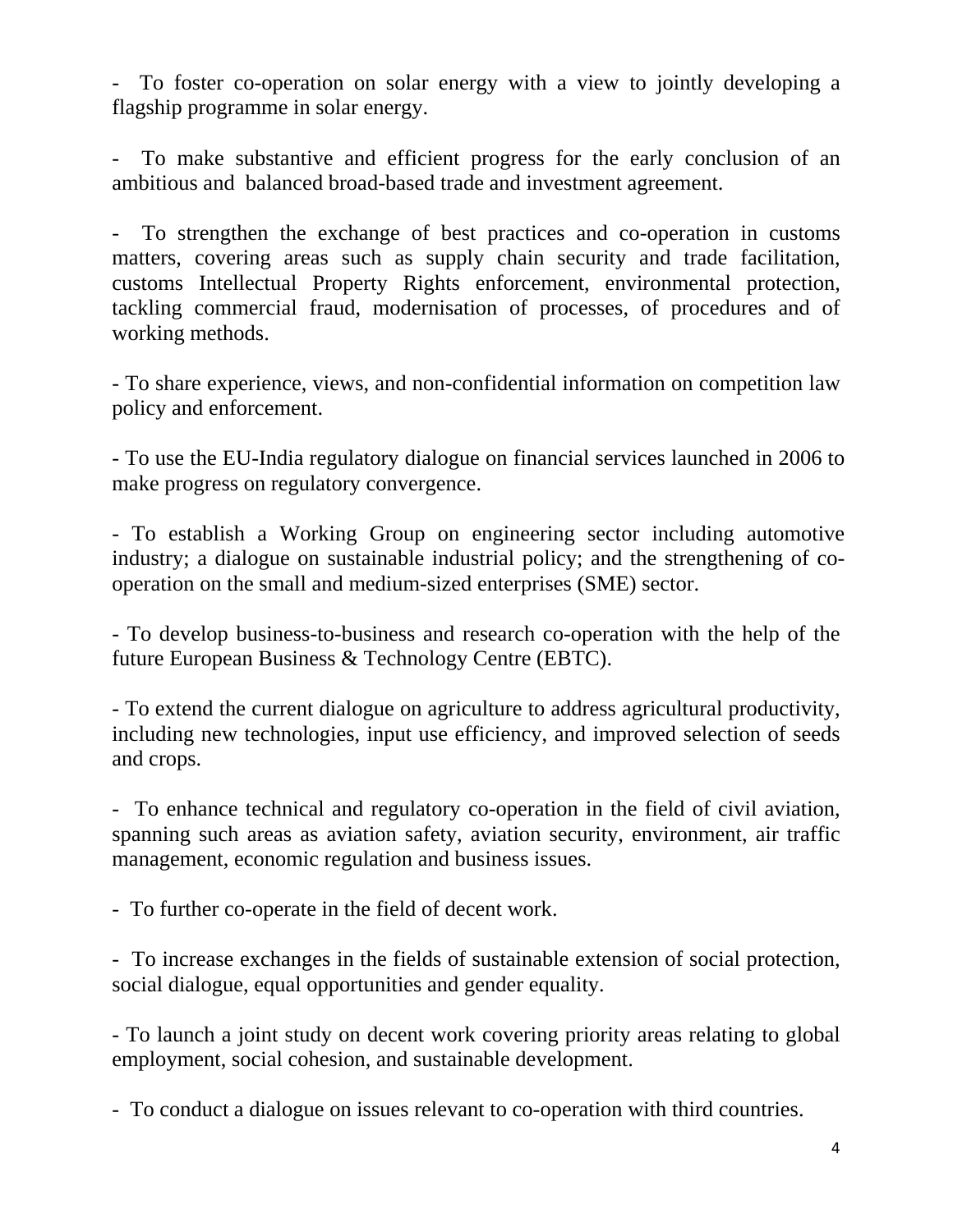- To foster co-operation on solar energy with a view to jointly developing a flagship programme in solar energy.

- To make substantive and efficient progress for the early conclusion of an ambitious and balanced broad-based trade and investment agreement.

- To strengthen the exchange of best practices and co-operation in customs matters, covering areas such as supply chain security and trade facilitation, customs Intellectual Property Rights enforcement, environmental protection, tackling commercial fraud, modernisation of processes, of procedures and of working methods.

- To share experience, views, and non-confidential information on competition law policy and enforcement.

- To use the EU-India regulatory dialogue on financial services launched in 2006 to make progress on regulatory convergence.

- To establish a Working Group on engineering sector including automotive industry; a dialogue on sustainable industrial policy; and the strengthening of co-operation on the small and medium-sized enterprises (SME) sector.

- To develop business-to-business and research co-operation with the help of the future European Business & Technology Centre (EBTC).

- To extend the current dialogue on agriculture to address agricultural productivity, including new technologies, input use efficiency, and improved selection of seeds and crops.

- To enhance technical and regulatory co-operation in the field of civil aviation, spanning such areas as aviation safety, aviation security, environment, air traffic management, economic regulation and business issues.

- To further co-operate in the field of decent work.

- To increase exchanges in the fields of sustainable extension of social protection, social dialogue, equal opportunities and gender equality.

- To launch a joint study on decent work covering priority areas relating to global employment, social cohesion, and sustainable development.

- To conduct a dialogue on issues relevant to co-operation with third countries.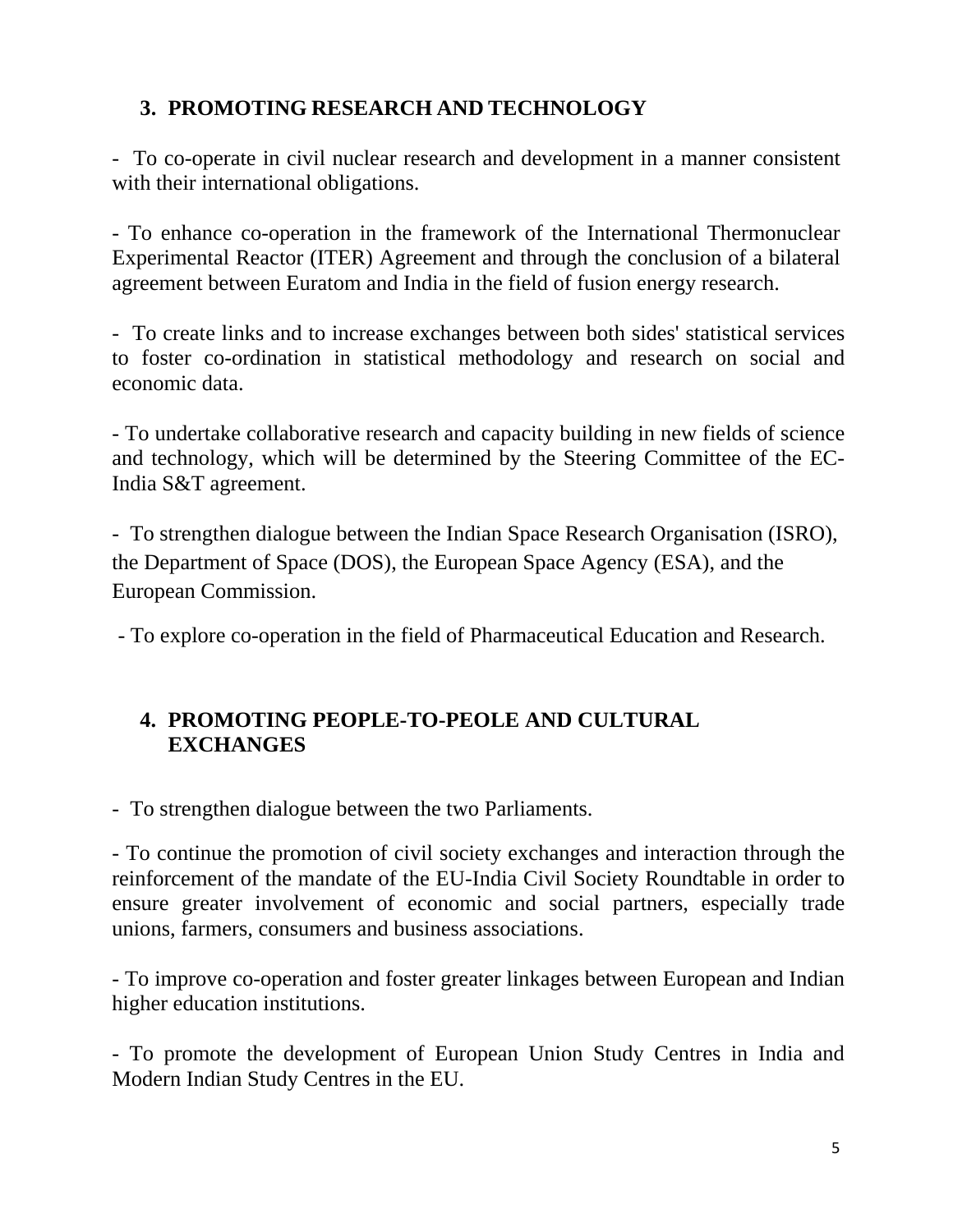## 3. PROMOTING RESEARCH AND TECHNOLOGY

- To co-operate in civil nuclear research and development in a manner consistent with their international obligations.

- To enhance co-operation in the framework of the International Thermonuclear Experimental Reactor (ITER) Agreement and through the conclusion of a bilateral agreement between Euratom and India in the field of fusion energy research.

- To create links and to increase exchanges between both sides' statistical services to foster co-ordination in statistical methodology and research on social and economic data.

- To undertake collaborative research and capacity building in new fields of science and technology, which will be determined by the Steering Committee of the EC-India S&T agreement.

- To strengthen dialogue between the Indian Space Research Organisation (ISRO), the Department of Space (DOS), the European Space Agency (ESA), and the European Commission.

- To explore co-operation in the field of Pharmaceutical Education and Research.

## 4. PROMOTING PEOPLE-TO-PEOLE AND CULTURAL EXCHANGES

- To strengthen dialogue between the two Parliaments.

- To continue the promotion of civil society exchanges and interaction through the reinforcement of the mandate of the EU-India Civil Society Roundtable in order to ensure greater involvement of economic and social partners, especially trade unions, farmers, consumers and business associations.

- To improve co-operation and foster greater linkages between European and Indian higher education institutions.

- To promote the development of European Union Study Centres in India and Modern Indian Study Centres in the EU.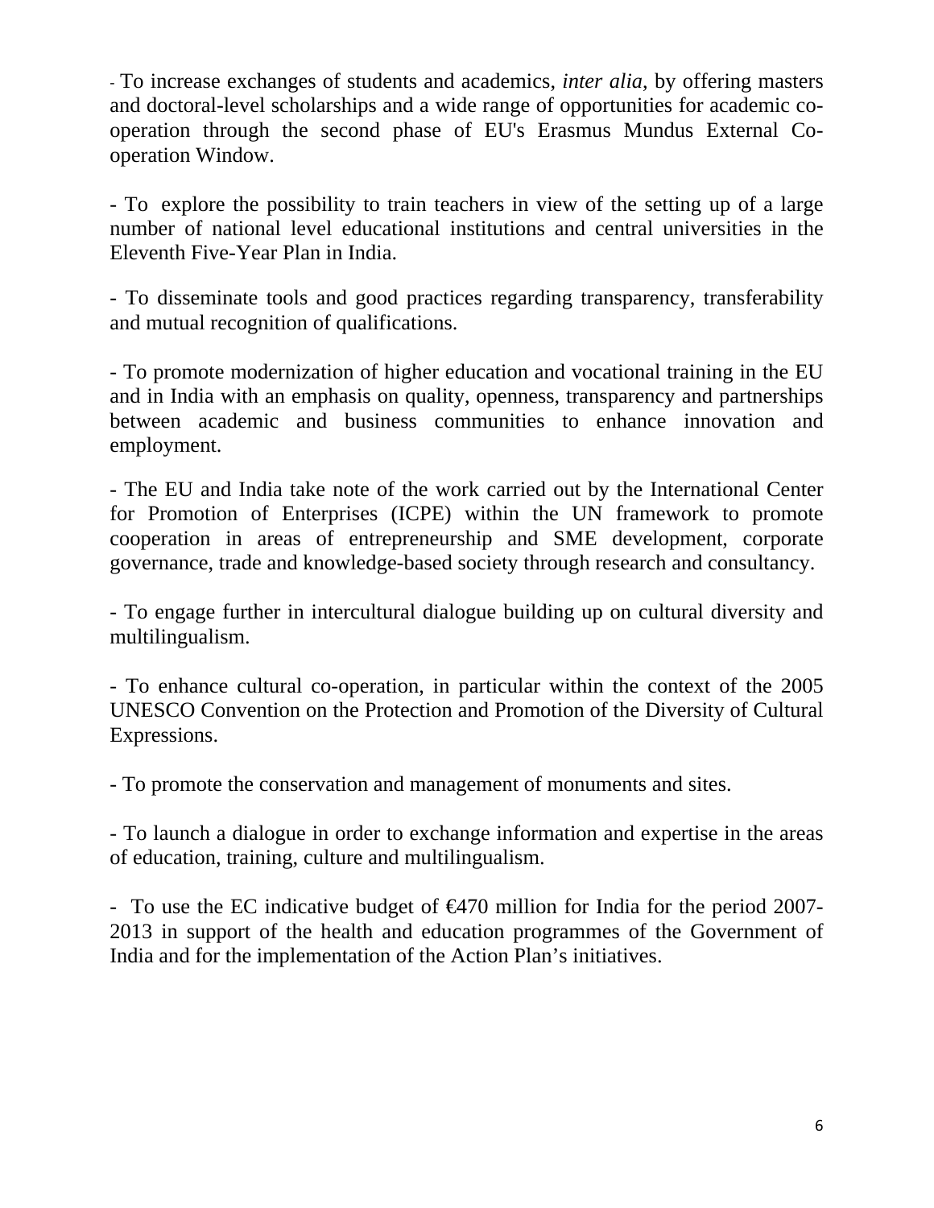- To increase exchanges of students and academics, *inter alia*, by offering masters and doctoral-level scholarships and a wide range of opportunities for academic co-operation through the second phase of EU's Erasmus Mundus External Co-operation Window.

- To explore the possibility to train teachers in view of the setting up of a large number of national level educational institutions and central universities in the Eleventh Five-Year Plan in India.

- To disseminate tools and good practices regarding transparency, transferability and mutual recognition of qualifications.

- To promote modernization of higher education and vocational training in the EU and in India with an emphasis on quality, openness, transparency and partnerships between academic and business communities to enhance innovation and employment.

- The EU and India take note of the work carried out by the International Center for Promotion of Enterprises (ICPE) within the UN framework to promote cooperation in areas of entrepreneurship and SME development, corporate governance, trade and knowledge-based society through research and consultancy.

- To engage further in intercultural dialogue building up on cultural diversity and multilingualism.

- To enhance cultural co-operation, in particular within the context of the 2005 UNESCO Convention on the Protection and Promotion of the Diversity of Cultural Expressions.

- To promote the conservation and management of monuments and sites.

- To launch a dialogue in order to exchange information and expertise in the areas of education, training, culture and multilingualism.

- To use the EC indicative budget of €470 million for India for the period 2007-2013 in support of the health and education programmes of the Government of India and for the implementation of the Action Plan's initiatives.